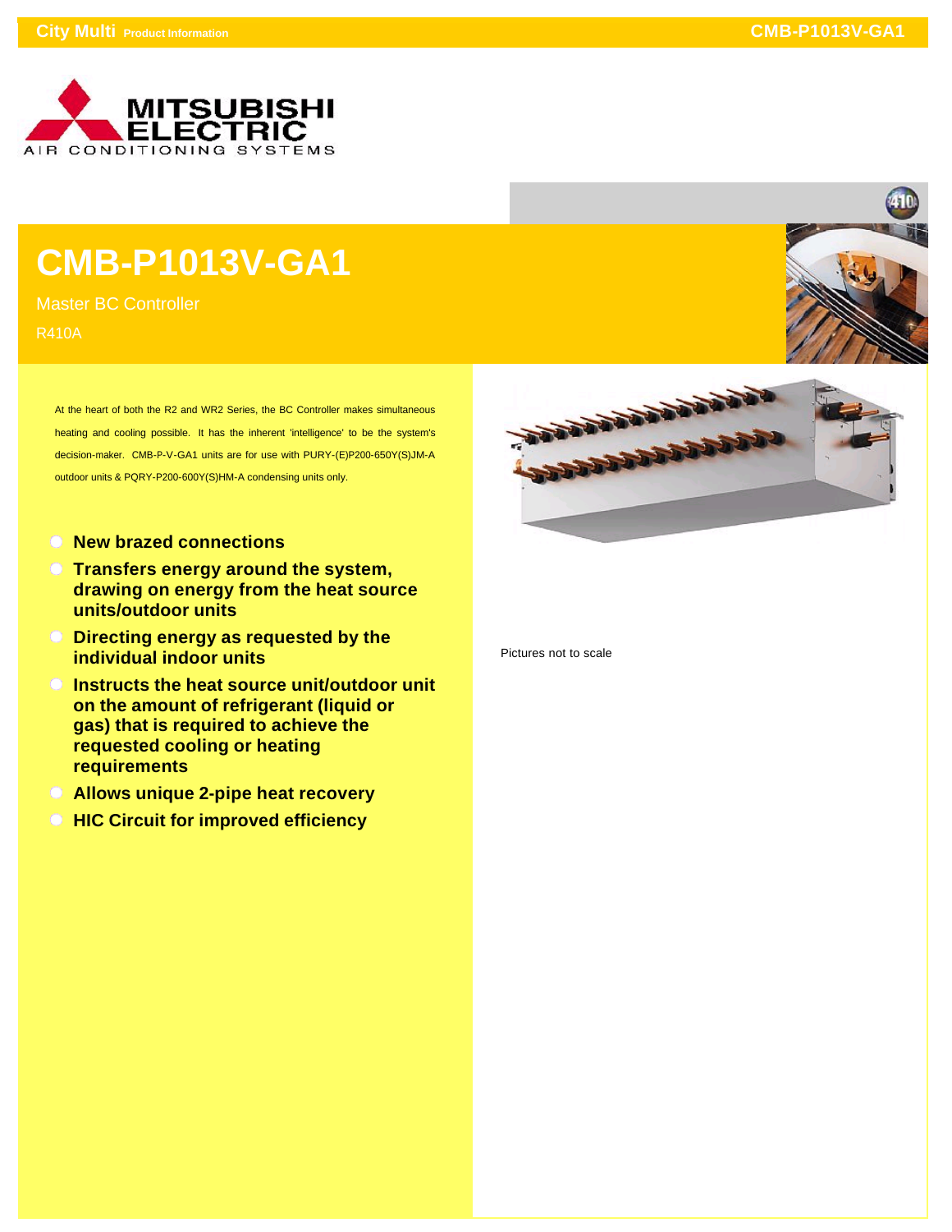MITSUBISHI ELECTRIC
AIR CONDITIONING SYSTEMS

# CMB-P1013V-GA1

Master BC Controller

R410A

At the heart of both the R2 and WR2 Series, the BC Controller makes simultaneous heating and cooling possible. It has the inherent 'intelligence' to be the system's decision-maker. CMB-P-V-GA1 units are for use with PURY-(E)P200-650Y(S)JM-A outdoor units & PQRY-P200-600Y(S)HM-A condensing units only.

- **New brazed connections**
- **Transfers energy around the system, drawing on energy from the heat source units/outdoor units**
- **Directing energy as requested by the individual indoor units**
- **Instructs the heat source unit/outdoor unit on the amount of refrigerant (liquid or gas) that is required to achieve the requested cooling or heating requirements**
- **Allows unique 2-pipe heat recovery**
- **HIC Circuit for improved efficiency**

Pictures not to scale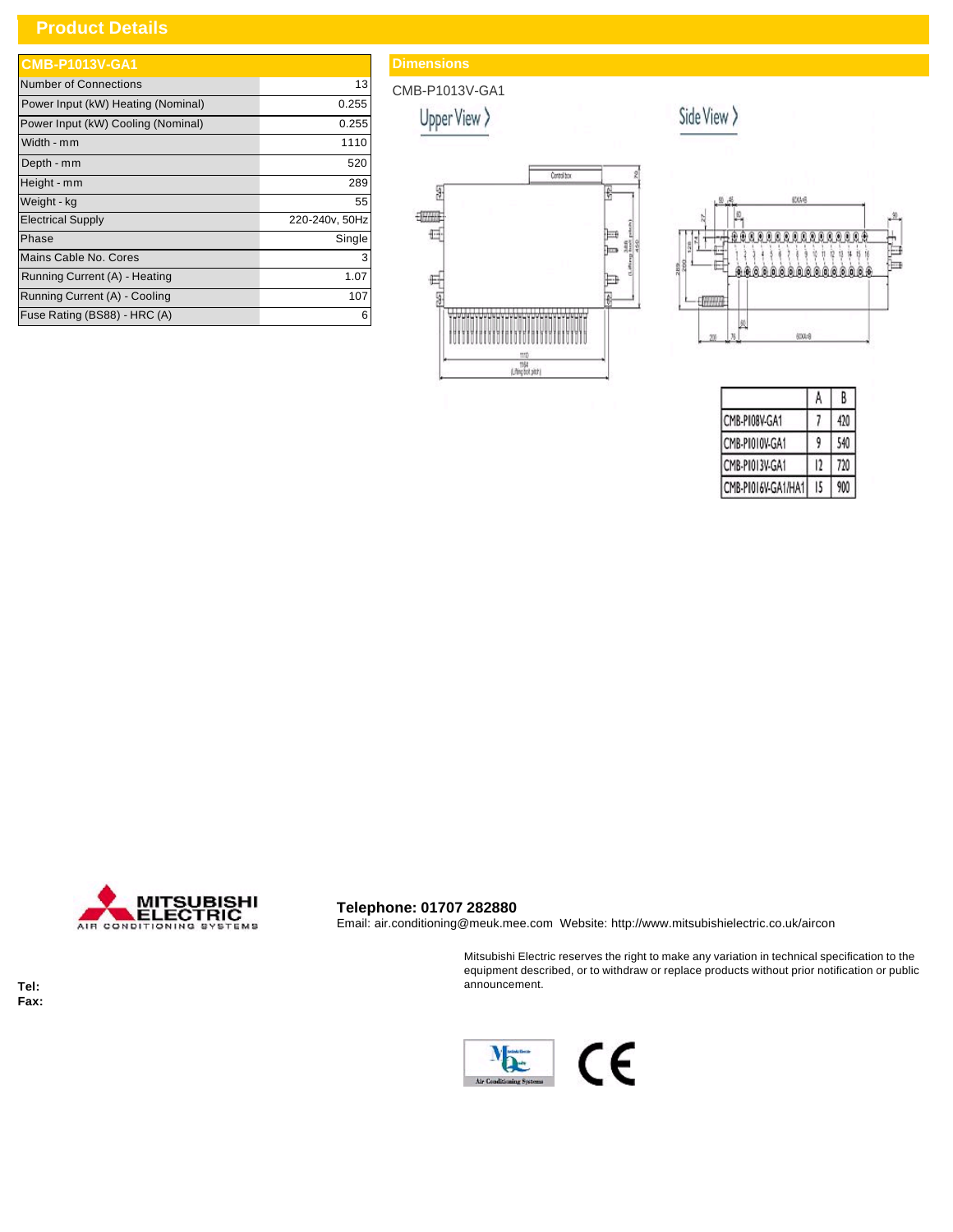## Product Details

| CMB-P1013V-GA1 | |
|---|---|
| Number of Connections | 13 |
| Power Input (kW) Heating (Nominal) | 0.255 |
| Power Input (kW) Cooling (Nominal) | 0.255 |
| Width - mm | 1110 |
| Depth - mm | 520 |
| Height - mm | 289 |
| Weight - kg | 55 |
| Electrical Supply | 220-240v, 50Hz |
| Phase | Single |
| Mains Cable No. Cores | 3 |
| Running Current (A) - Heating | 1.07 |
| Running Current (A) - Cooling | 107 |
| Fuse Rating (BS88) - HRC (A) | 6 |

### Dimensions

CMB-P1013V-GA1

Upper View

Side View

| | A | B |
|---|---|---|
| CMB-P108V-GA1 | 7 | 420 |
| CMB-P1010V-GA1 | 9 | 540 |
| CMB-P1013V-GA1 | 12 | 720 |
| CMB-P1016V-GA1/HA1 | 15 | 900 |

**Telephone: 01707 282880**

Email: air.conditioning@meuk.mee.com Website: http://www.mitsubishielectric.co.uk/aircon

**Tel:**

**Fax:**

Mitsubishi Electric reserves the right to make any variation in technical specification to the equipment described, or to withdraw or replace products without prior notification or public announcement.